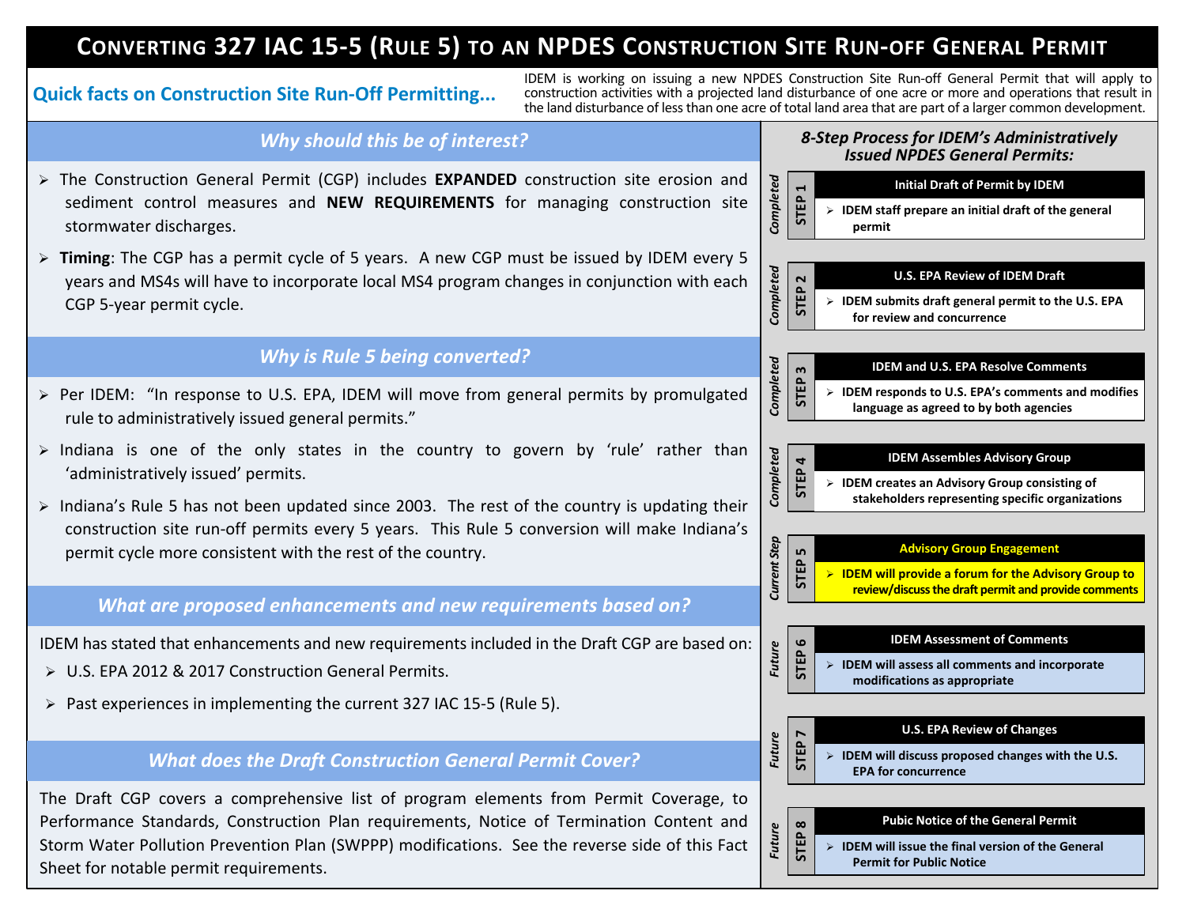# Converting 327 IAC 15-5 (Rule 5) to an NPDES Construction Site Run-off General Permit

**Quick facts on Construction Site Run-Off Permitting...**

IDEM is working on issuing a new NPDES Construction Site Run-off General Permit that will apply to construction activities with a projected land disturbance of one acre or more and operations that result in the land disturbance of less than one acre of total land area that are part of a larger common development.

## *Why should this be of interest?*

- The Construction General Permit (CGP) includes **EXPANDED** construction site erosion and sediment control measures and **NEW REQUIREMENTS** for managing construction site stormwater discharges.
- **Timing**: The CGP has a permit cycle of 5 years. A new CGP must be issued by IDEM every 5 years and MS4s will have to incorporate local MS4 program changes in conjunction with each CGP 5-year permit cycle.

## *Why is Rule 5 being converted?*

- Per IDEM: "In response to U.S. EPA, IDEM will move from general permits by promulgated rule to administratively issued general permits."
- Indiana is one of the only states in the country to govern by 'rule' rather than 'administratively issued' permits.
- Indiana's Rule 5 has not been updated since 2003. The rest of the country is updating their construction site run-off permits every 5 years. This Rule 5 conversion will make Indiana's permit cycle more consistent with the rest of the country.

## *What are proposed enhancements and new requirements based on?*

IDEM has stated that enhancements and new requirements included in the Draft CGP are based on:

- U.S. EPA 2012 & 2017 Construction General Permits.
- Past experiences in implementing the current 327 IAC 15-5 (Rule 5).

## *What does the Draft Construction General Permit Cover?*

The Draft CGP covers a comprehensive list of program elements from Permit Coverage, to Performance Standards, Construction Plan requirements, Notice of Termination Content and Storm Water Pollution Prevention Plan (SWPPP) modifications. See the reverse side of this Fact Sheet for notable permit requirements.

## *8-Step Process for IDEM's Administratively Issued NPDES General Permits:*

**STEP 1** (*Completed*) — **Initial Draft of Permit by IDEM**
- IDEM staff prepare an initial draft of the general permit

**STEP 2** (*Completed*) — **U.S. EPA Review of IDEM Draft**
- IDEM submits draft general permit to the U.S. EPA for review and concurrence

**STEP 3** (*Completed*) — **IDEM and U.S. EPA Resolve Comments**
- IDEM responds to U.S. EPA's comments and modifies language as agreed to by both agencies

**STEP 4** (*Completed*) — **IDEM Assembles Advisory Group**
- IDEM creates an Advisory Group consisting of stakeholders representing specific organizations

**STEP 5** (*Current Step*) — **Advisory Group Engagement**
- IDEM will provide a forum for the Advisory Group to review/discuss the draft permit and provide comments

**STEP 6** (*Future*) — **IDEM Assessment of Comments**
- IDEM will assess all comments and incorporate modifications as appropriate

**STEP 7** (*Future*) — **U.S. EPA Review of Changes**
- IDEM will discuss proposed changes with the U.S. EPA for concurrence

**STEP 8** (*Future*) — **Pubic Notice of the General Permit**
- IDEM will issue the final version of the General Permit for Public Notice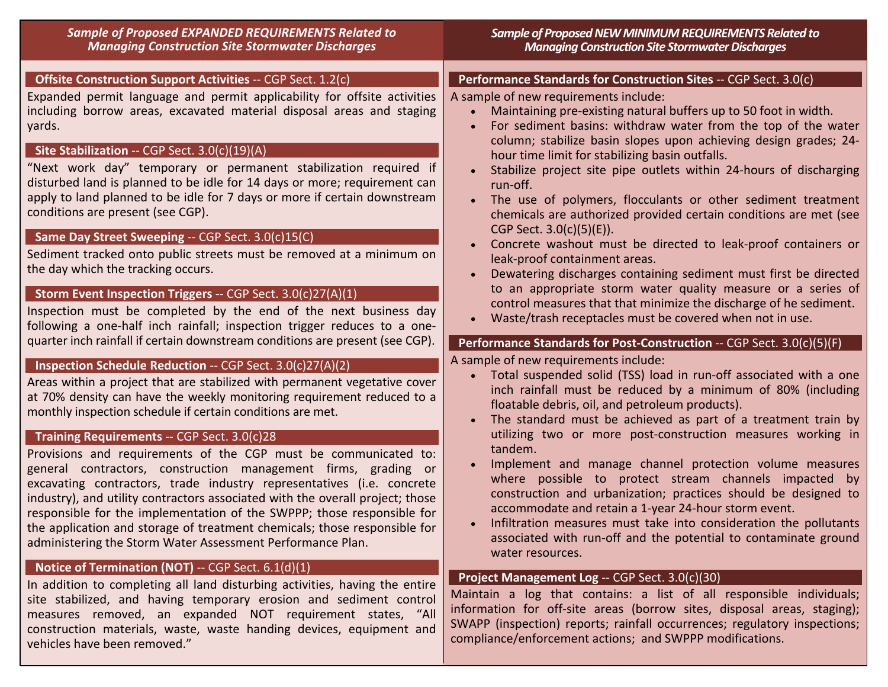## *Sample of Proposed EXPANDED REQUIREMENTS Related to Managing Construction Site Stormwater Discharges*

### Offsite Construction Support Activities -- CGP Sect. 1.2(c)

Expanded permit language and permit applicability for offsite activities including borrow areas, excavated material disposal areas and staging yards.

### Site Stabilization -- CGP Sect. 3.0(c)(19)(A)

"Next work day" temporary or permanent stabilization required if disturbed land is planned to be idle for 14 days or more; requirement can apply to land planned to be idle for 7 days or more if certain downstream conditions are present (see CGP).

### Same Day Street Sweeping -- CGP Sect. 3.0(c)15(C)

Sediment tracked onto public streets must be removed at a minimum on the day which the tracking occurs.

### Storm Event Inspection Triggers -- CGP Sect. 3.0(c)27(A)(1)

Inspection must be completed by the end of the next business day following a one-half inch rainfall; inspection trigger reduces to a one-quarter inch rainfall if certain downstream conditions are present (see CGP).

### Inspection Schedule Reduction -- CGP Sect. 3.0(c)27(A)(2)

Areas within a project that are stabilized with permanent vegetative cover at 70% density can have the weekly monitoring requirement reduced to a monthly inspection schedule if certain conditions are met.

### Training Requirements -- CGP Sect. 3.0(c)28

Provisions and requirements of the CGP must be communicated to: general contractors, construction management firms, grading or excavating contractors, trade industry representatives (i.e. concrete industry), and utility contractors associated with the overall project; those responsible for the implementation of the SWPPP; those responsible for the application and storage of treatment chemicals; those responsible for administering the Storm Water Assessment Performance Plan.

### Notice of Termination (NOT) -- CGP Sect. 6.1(d)(1)

In addition to completing all land disturbing activities, having the entire site stabilized, and having temporary erosion and sediment control measures removed, an expanded NOT requirement states, "All construction materials, waste, waste handing devices, equipment and vehicles have been removed."

## *Sample of Proposed NEW MINIMUM REQUIREMENTS Related to Managing Construction Site Stormwater Discharges*

### Performance Standards for Construction Sites -- CGP Sect. 3.0(c)

A sample of new requirements include:

- Maintaining pre-existing natural buffers up to 50 foot in width.
- For sediment basins: withdraw water from the top of the water column; stabilize basin slopes upon achieving design grades; 24-hour time limit for stabilizing basin outfalls.
- Stabilize project site pipe outlets within 24-hours of discharging run-off.
- The use of polymers, flocculants or other sediment treatment chemicals are authorized provided certain conditions are met (see CGP Sect. 3.0(c)(5)(E)).
- Concrete washout must be directed to leak-proof containers or leak-proof containment areas.
- Dewatering discharges containing sediment must first be directed to an appropriate storm water quality measure or a series of control measures that that minimize the discharge of he sediment.
- Waste/trash receptacles must be covered when not in use.

### Performance Standards for Post-Construction -- CGP Sect. 3.0(c)(5)(F)

A sample of new requirements include:

- Total suspended solid (TSS) load in run-off associated with a one inch rainfall must be reduced by a minimum of 80% (including floatable debris, oil, and petroleum products).
- The standard must be achieved as part of a treatment train by utilizing two or more post-construction measures working in tandem.
- Implement and manage channel protection volume measures where possible to protect stream channels impacted by construction and urbanization; practices should be designed to accommodate and retain a 1-year 24-hour storm event.
- Infiltration measures must take into consideration the pollutants associated with run-off and the potential to contaminate ground water resources.

### Project Management Log -- CGP Sect. 3.0(c)(30)

Maintain a log that contains: a list of all responsible individuals; information for off-site areas (borrow sites, disposal areas, staging); SWAPP (inspection) reports; rainfall occurrences; regulatory inspections; compliance/enforcement actions; and SWPPP modifications.